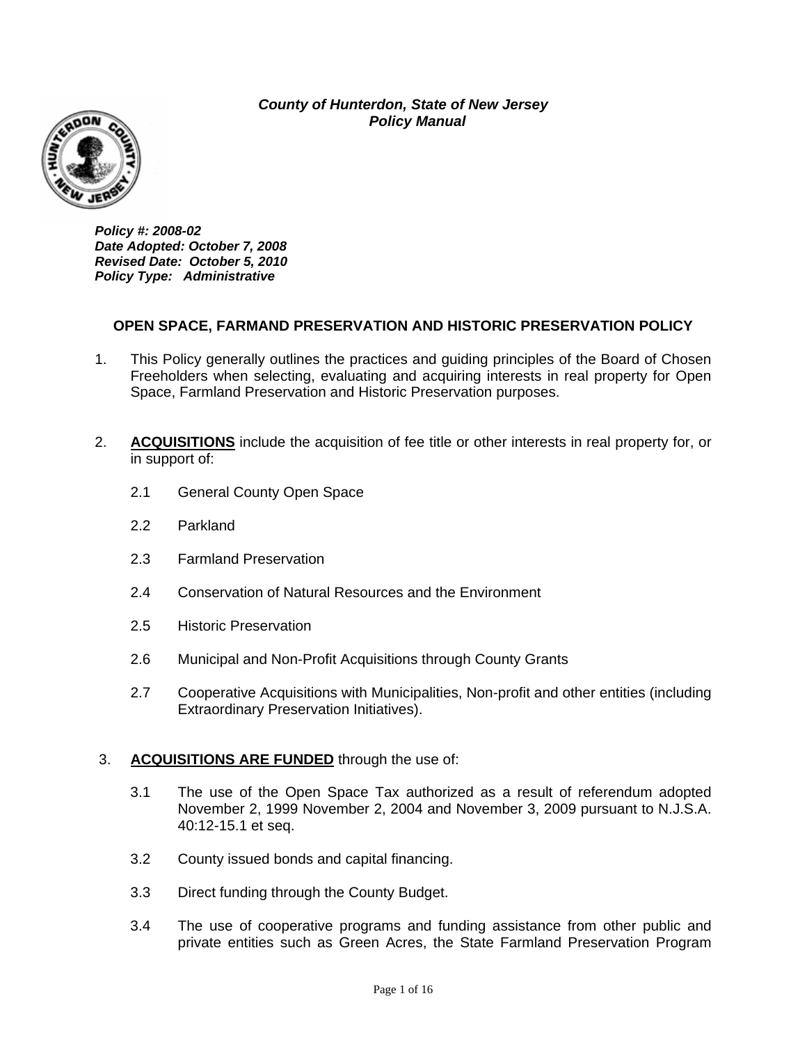***County of Hunterdon, State of New Jersey***
***Policy Manual***

***Policy #: 2008-02***
***Date Adopted: October 7, 2008***
***Revised Date: October 5, 2010***
***Policy Type: Administrative***

## OPEN SPACE, FARMAND PRESERVATION AND HISTORIC PRESERVATION POLICY

1. This Policy generally outlines the practices and guiding principles of the Board of Chosen Freeholders when selecting, evaluating and acquiring interests in real property for Open Space, Farmland Preservation and Historic Preservation purposes.

2. **ACQUISITIONS** include the acquisition of fee title or other interests in real property for, or in support of:

   2.1 General County Open Space

   2.2 Parkland

   2.3 Farmland Preservation

   2.4 Conservation of Natural Resources and the Environment

   2.5 Historic Preservation

   2.6 Municipal and Non-Profit Acquisitions through County Grants

   2.7 Cooperative Acquisitions with Municipalities, Non-profit and other entities (including Extraordinary Preservation Initiatives).

3. **ACQUISITIONS ARE FUNDED** through the use of:

   3.1 The use of the Open Space Tax authorized as a result of referendum adopted November 2, 1999 November 2, 2004 and November 3, 2009 pursuant to N.J.S.A. 40:12-15.1 et seq.

   3.2 County issued bonds and capital financing.

   3.3 Direct funding through the County Budget.

   3.4 The use of cooperative programs and funding assistance from other public and private entities such as Green Acres, the State Farmland Preservation Program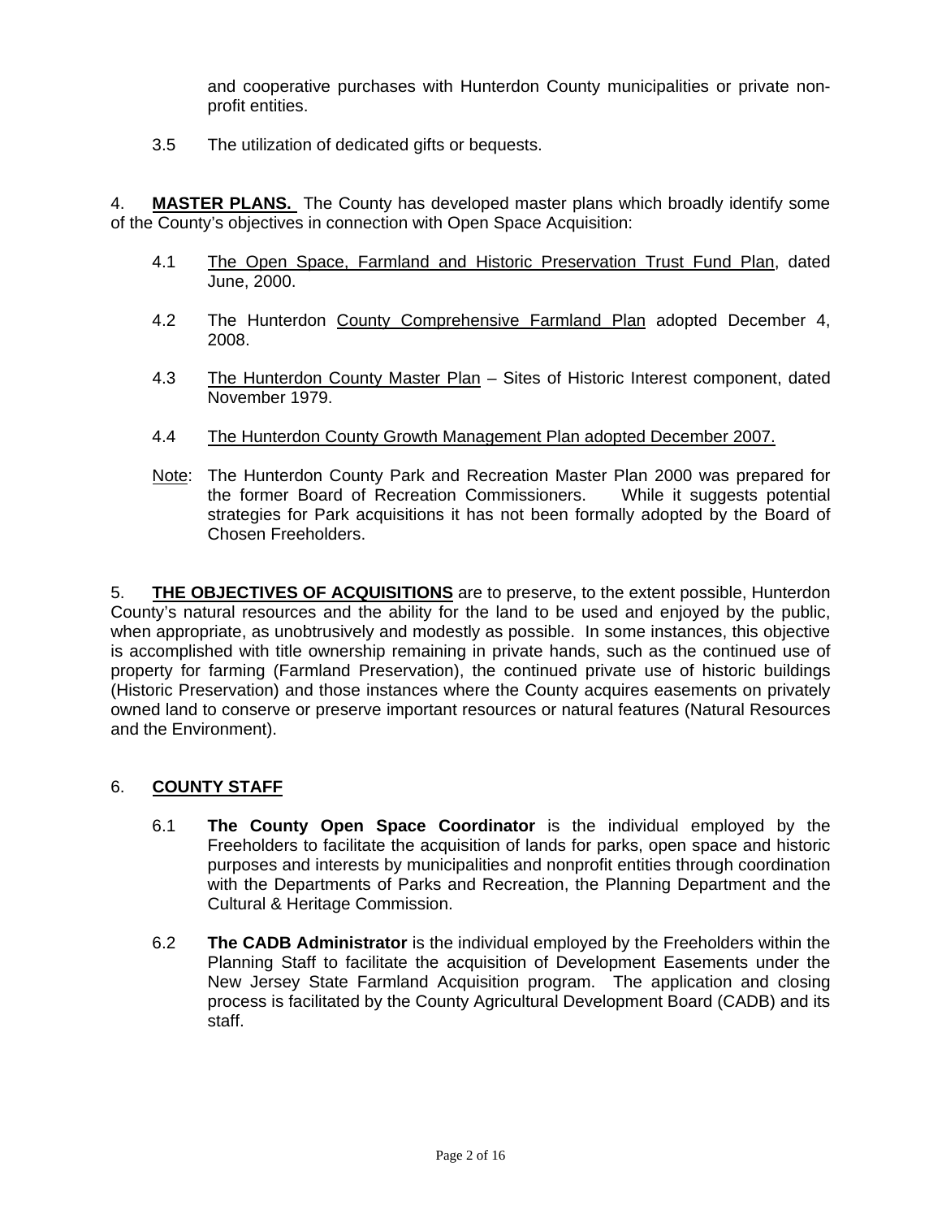and cooperative purchases with Hunterdon County municipalities or private non-profit entities.

3.5 The utilization of dedicated gifts or bequests.

4. **MASTER PLANS.** The County has developed master plans which broadly identify some of the County's objectives in connection with Open Space Acquisition:

4.1 The Open Space, Farmland and Historic Preservation Trust Fund Plan, dated June, 2000.

4.2 The Hunterdon County Comprehensive Farmland Plan adopted December 4, 2008.

4.3 The Hunterdon County Master Plan – Sites of Historic Interest component, dated November 1979.

4.4 The Hunterdon County Growth Management Plan adopted December 2007.

Note: The Hunterdon County Park and Recreation Master Plan 2000 was prepared for the former Board of Recreation Commissioners. While it suggests potential strategies for Park acquisitions it has not been formally adopted by the Board of Chosen Freeholders.

5. **THE OBJECTIVES OF ACQUISITIONS** are to preserve, to the extent possible, Hunterdon County's natural resources and the ability for the land to be used and enjoyed by the public, when appropriate, as unobtrusively and modestly as possible. In some instances, this objective is accomplished with title ownership remaining in private hands, such as the continued use of property for farming (Farmland Preservation), the continued private use of historic buildings (Historic Preservation) and those instances where the County acquires easements on privately owned land to conserve or preserve important resources or natural features (Natural Resources and the Environment).

6. **COUNTY STAFF**

6.1 **The County Open Space Coordinator** is the individual employed by the Freeholders to facilitate the acquisition of lands for parks, open space and historic purposes and interests by municipalities and nonprofit entities through coordination with the Departments of Parks and Recreation, the Planning Department and the Cultural & Heritage Commission.

6.2 **The CADB Administrator** is the individual employed by the Freeholders within the Planning Staff to facilitate the acquisition of Development Easements under the New Jersey State Farmland Acquisition program. The application and closing process is facilitated by the County Agricultural Development Board (CADB) and its staff.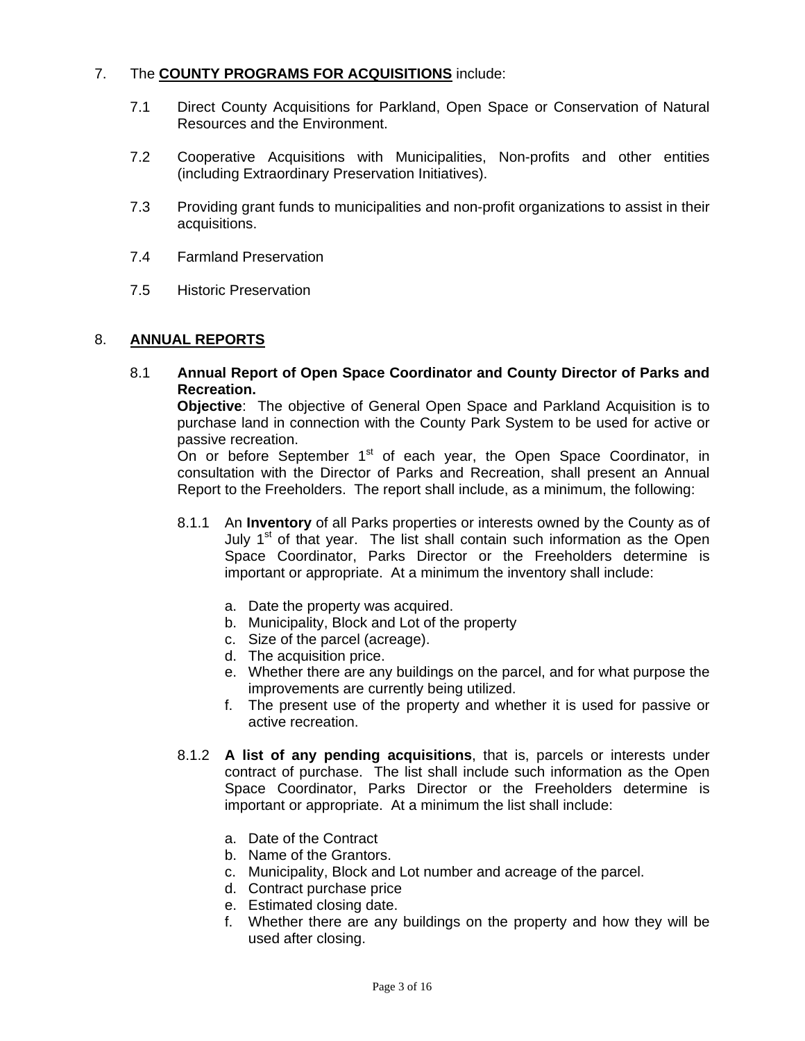7. The **COUNTY PROGRAMS FOR ACQUISITIONS** include:

7.1 Direct County Acquisitions for Parkland, Open Space or Conservation of Natural Resources and the Environment.

7.2 Cooperative Acquisitions with Municipalities, Non-profits and other entities (including Extraordinary Preservation Initiatives).

7.3 Providing grant funds to municipalities and non-profit organizations to assist in their acquisitions.

7.4 Farmland Preservation

7.5 Historic Preservation

8. **ANNUAL REPORTS**

8.1 **Annual Report of Open Space Coordinator and County Director of Parks and Recreation.**

**Objective**: The objective of General Open Space and Parkland Acquisition is to purchase land in connection with the County Park System to be used for active or passive recreation.

On or before September 1st of each year, the Open Space Coordinator, in consultation with the Director of Parks and Recreation, shall present an Annual Report to the Freeholders. The report shall include, as a minimum, the following:

8.1.1 An **Inventory** of all Parks properties or interests owned by the County as of July 1st of that year. The list shall contain such information as the Open Space Coordinator, Parks Director or the Freeholders determine is important or appropriate. At a minimum the inventory shall include:

a. Date the property was acquired.
b. Municipality, Block and Lot of the property
c. Size of the parcel (acreage).
d. The acquisition price.
e. Whether there are any buildings on the parcel, and for what purpose the improvements are currently being utilized.
f. The present use of the property and whether it is used for passive or active recreation.

8.1.2 **A list of any pending acquisitions**, that is, parcels or interests under contract of purchase. The list shall include such information as the Open Space Coordinator, Parks Director or the Freeholders determine is important or appropriate. At a minimum the list shall include:

a. Date of the Contract
b. Name of the Grantors.
c. Municipality, Block and Lot number and acreage of the parcel.
d. Contract purchase price
e. Estimated closing date.
f. Whether there are any buildings on the property and how they will be used after closing.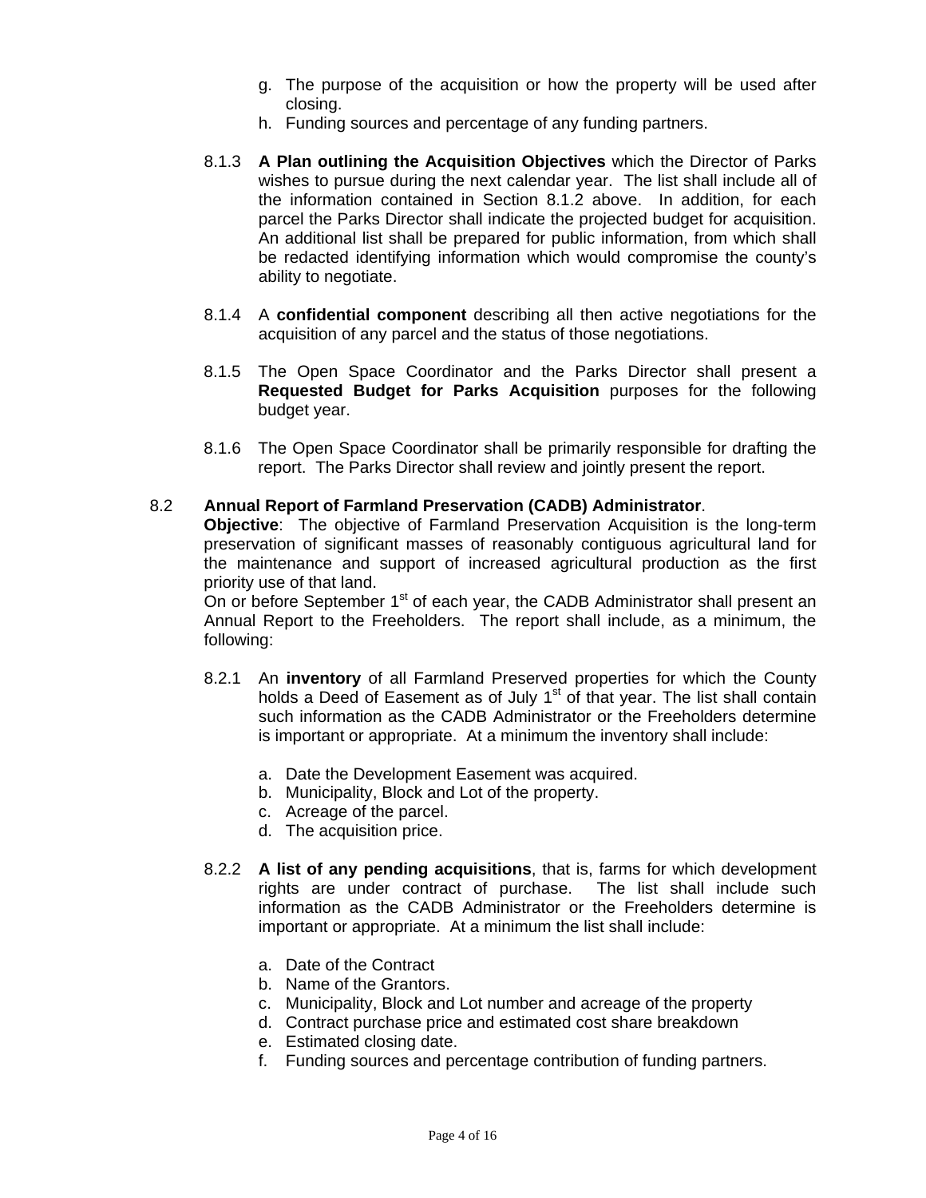g. The purpose of the acquisition or how the property will be used after closing.
h. Funding sources and percentage of any funding partners.

8.1.3 **A Plan outlining the Acquisition Objectives** which the Director of Parks wishes to pursue during the next calendar year. The list shall include all of the information contained in Section 8.1.2 above. In addition, for each parcel the Parks Director shall indicate the projected budget for acquisition. An additional list shall be prepared for public information, from which shall be redacted identifying information which would compromise the county's ability to negotiate.

8.1.4 A **confidential component** describing all then active negotiations for the acquisition of any parcel and the status of those negotiations.

8.1.5 The Open Space Coordinator and the Parks Director shall present a **Requested Budget for Parks Acquisition** purposes for the following budget year.

8.1.6 The Open Space Coordinator shall be primarily responsible for drafting the report. The Parks Director shall review and jointly present the report.

8.2 **Annual Report of Farmland Preservation (CADB) Administrator**.
**Objective**: The objective of Farmland Preservation Acquisition is the long-term preservation of significant masses of reasonably contiguous agricultural land for the maintenance and support of increased agricultural production as the first priority use of that land.
On or before September 1st of each year, the CADB Administrator shall present an Annual Report to the Freeholders. The report shall include, as a minimum, the following:

8.2.1 An **inventory** of all Farmland Preserved properties for which the County holds a Deed of Easement as of July 1st of that year. The list shall contain such information as the CADB Administrator or the Freeholders determine is important or appropriate. At a minimum the inventory shall include:

a. Date the Development Easement was acquired.
b. Municipality, Block and Lot of the property.
c. Acreage of the parcel.
d. The acquisition price.

8.2.2 **A list of any pending acquisitions**, that is, farms for which development rights are under contract of purchase. The list shall include such information as the CADB Administrator or the Freeholders determine is important or appropriate. At a minimum the list shall include:

a. Date of the Contract
b. Name of the Grantors.
c. Municipality, Block and Lot number and acreage of the property
d. Contract purchase price and estimated cost share breakdown
e. Estimated closing date.
f. Funding sources and percentage contribution of funding partners.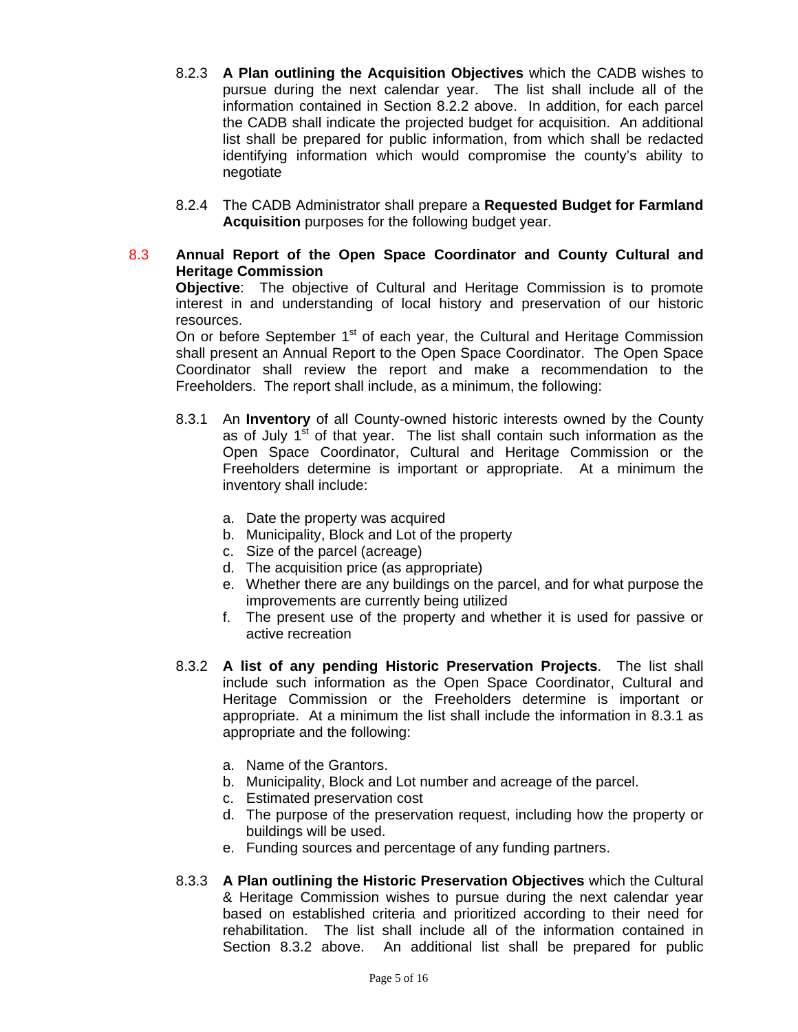8.2.3 **A Plan outlining the Acquisition Objectives** which the CADB wishes to pursue during the next calendar year. The list shall include all of the information contained in Section 8.2.2 above. In addition, for each parcel the CADB shall indicate the projected budget for acquisition. An additional list shall be prepared for public information, from which shall be redacted identifying information which would compromise the county's ability to negotiate

8.2.4 The CADB Administrator shall prepare a **Requested Budget for Farmland Acquisition** purposes for the following budget year.

## 8.3 Annual Report of the Open Space Coordinator and County Cultural and Heritage Commission

**Objective**: The objective of Cultural and Heritage Commission is to promote interest in and understanding of local history and preservation of our historic resources.

On or before September 1st of each year, the Cultural and Heritage Commission shall present an Annual Report to the Open Space Coordinator. The Open Space Coordinator shall review the report and make a recommendation to the Freeholders. The report shall include, as a minimum, the following:

8.3.1 An **Inventory** of all County-owned historic interests owned by the County as of July 1st of that year. The list shall contain such information as the Open Space Coordinator, Cultural and Heritage Commission or the Freeholders determine is important or appropriate. At a minimum the inventory shall include:

a. Date the property was acquired
b. Municipality, Block and Lot of the property
c. Size of the parcel (acreage)
d. The acquisition price (as appropriate)
e. Whether there are any buildings on the parcel, and for what purpose the improvements are currently being utilized
f. The present use of the property and whether it is used for passive or active recreation

8.3.2 **A list of any pending Historic Preservation Projects**. The list shall include such information as the Open Space Coordinator, Cultural and Heritage Commission or the Freeholders determine is important or appropriate. At a minimum the list shall include the information in 8.3.1 as appropriate and the following:

a. Name of the Grantors.
b. Municipality, Block and Lot number and acreage of the parcel.
c. Estimated preservation cost
d. The purpose of the preservation request, including how the property or buildings will be used.
e. Funding sources and percentage of any funding partners.

8.3.3 **A Plan outlining the Historic Preservation Objectives** which the Cultural & Heritage Commission wishes to pursue during the next calendar year based on established criteria and prioritized according to their need for rehabilitation. The list shall include all of the information contained in Section 8.3.2 above. An additional list shall be prepared for public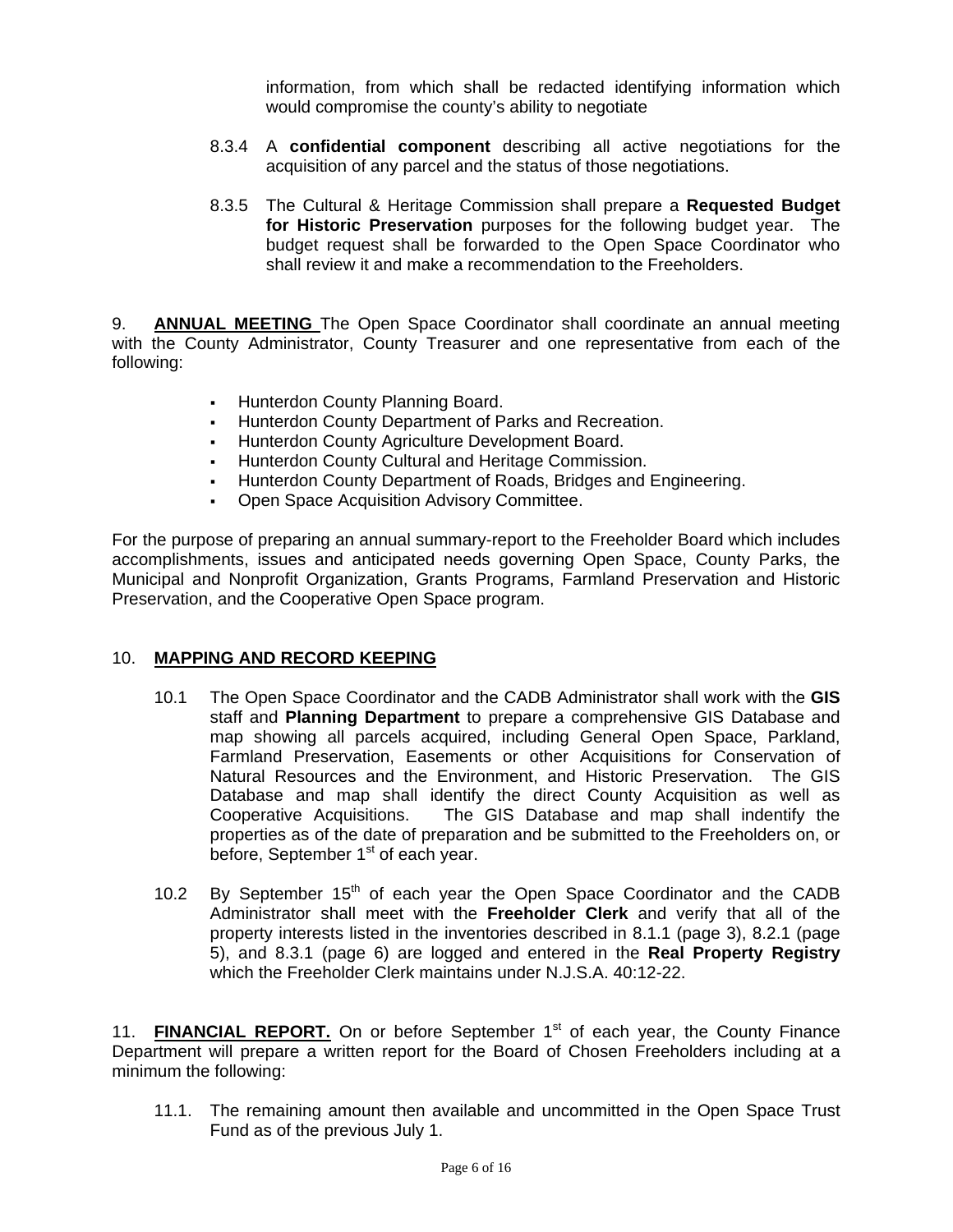information, from which shall be redacted identifying information which would compromise the county's ability to negotiate

8.3.4 A **confidential component** describing all active negotiations for the acquisition of any parcel and the status of those negotiations.

8.3.5 The Cultural & Heritage Commission shall prepare a **Requested Budget for Historic Preservation** purposes for the following budget year. The budget request shall be forwarded to the Open Space Coordinator who shall review it and make a recommendation to the Freeholders.

9. **ANNUAL MEETING** The Open Space Coordinator shall coordinate an annual meeting with the County Administrator, County Treasurer and one representative from each of the following:

- Hunterdon County Planning Board.
- Hunterdon County Department of Parks and Recreation.
- Hunterdon County Agriculture Development Board.
- Hunterdon County Cultural and Heritage Commission.
- Hunterdon County Department of Roads, Bridges and Engineering.
- Open Space Acquisition Advisory Committee.

For the purpose of preparing an annual summary-report to the Freeholder Board which includes accomplishments, issues and anticipated needs governing Open Space, County Parks, the Municipal and Nonprofit Organization, Grants Programs, Farmland Preservation and Historic Preservation, and the Cooperative Open Space program.

10. **MAPPING AND RECORD KEEPING**

10.1 The Open Space Coordinator and the CADB Administrator shall work with the **GIS** staff and **Planning Department** to prepare a comprehensive GIS Database and map showing all parcels acquired, including General Open Space, Parkland, Farmland Preservation, Easements or other Acquisitions for Conservation of Natural Resources and the Environment, and Historic Preservation. The GIS Database and map shall identify the direct County Acquisition as well as Cooperative Acquisitions. The GIS Database and map shall indentify the properties as of the date of preparation and be submitted to the Freeholders on, or before, September 1st of each year.

10.2 By September 15th of each year the Open Space Coordinator and the CADB Administrator shall meet with the **Freeholder Clerk** and verify that all of the property interests listed in the inventories described in 8.1.1 (page 3), 8.2.1 (page 5), and 8.3.1 (page 6) are logged and entered in the **Real Property Registry** which the Freeholder Clerk maintains under N.J.S.A. 40:12-22.

11. **FINANCIAL REPORT.** On or before September 1st of each year, the County Finance Department will prepare a written report for the Board of Chosen Freeholders including at a minimum the following:

11.1. The remaining amount then available and uncommitted in the Open Space Trust Fund as of the previous July 1.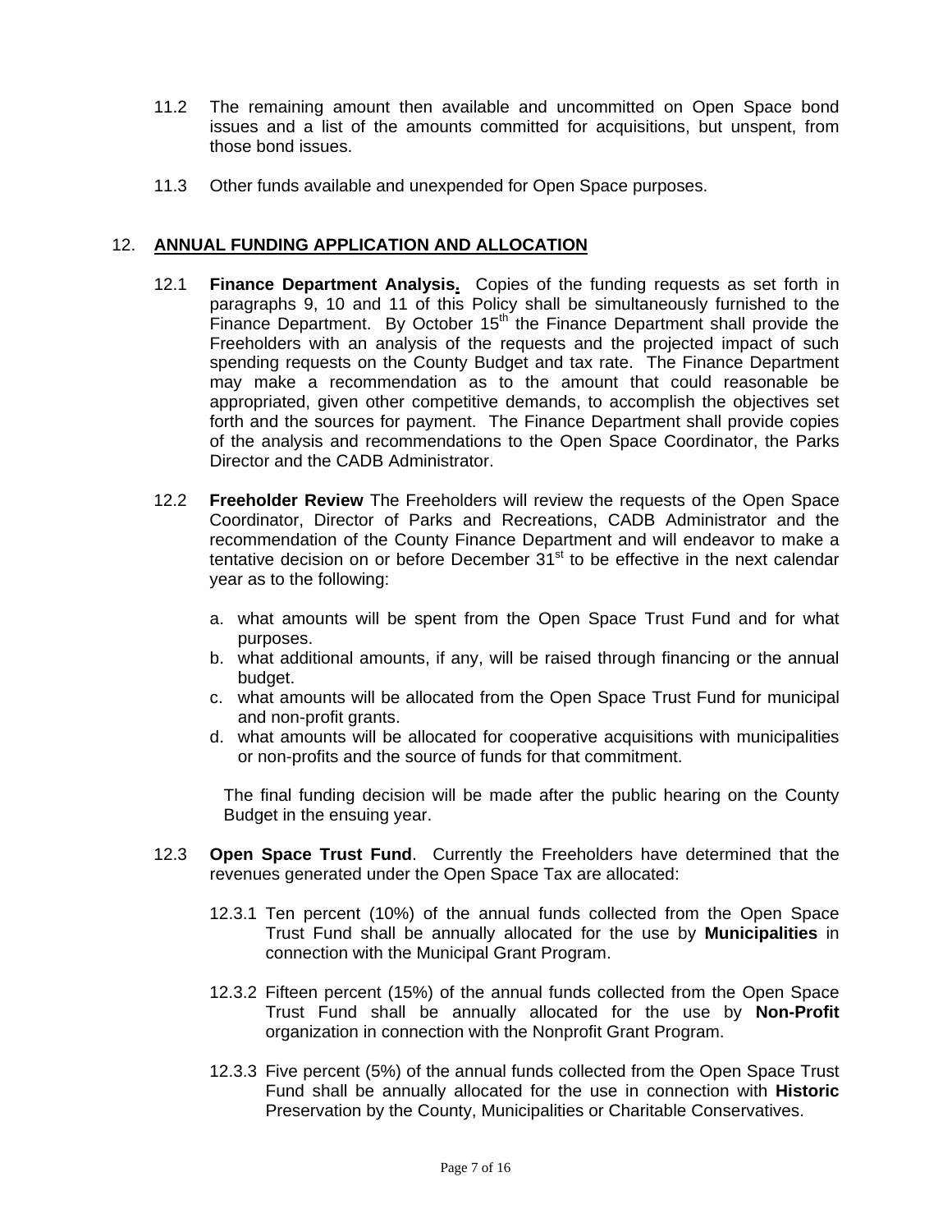11.2 The remaining amount then available and uncommitted on Open Space bond issues and a list of the amounts committed for acquisitions, but unspent, from those bond issues.

11.3 Other funds available and unexpended for Open Space purposes.

## 12. ANNUAL FUNDING APPLICATION AND ALLOCATION

12.1 **Finance Department Analysis.** Copies of the funding requests as set forth in paragraphs 9, 10 and 11 of this Policy shall be simultaneously furnished to the Finance Department. By October 15th the Finance Department shall provide the Freeholders with an analysis of the requests and the projected impact of such spending requests on the County Budget and tax rate. The Finance Department may make a recommendation as to the amount that could reasonable be appropriated, given other competitive demands, to accomplish the objectives set forth and the sources for payment. The Finance Department shall provide copies of the analysis and recommendations to the Open Space Coordinator, the Parks Director and the CADB Administrator.

12.2 **Freeholder Review** The Freeholders will review the requests of the Open Space Coordinator, Director of Parks and Recreations, CADB Administrator and the recommendation of the County Finance Department and will endeavor to make a tentative decision on or before December 31st to be effective in the next calendar year as to the following:

a. what amounts will be spent from the Open Space Trust Fund and for what purposes.
b. what additional amounts, if any, will be raised through financing or the annual budget.
c. what amounts will be allocated from the Open Space Trust Fund for municipal and non-profit grants.
d. what amounts will be allocated for cooperative acquisitions with municipalities or non-profits and the source of funds for that commitment.

The final funding decision will be made after the public hearing on the County Budget in the ensuing year.

12.3 **Open Space Trust Fund**. Currently the Freeholders have determined that the revenues generated under the Open Space Tax are allocated:

12.3.1 Ten percent (10%) of the annual funds collected from the Open Space Trust Fund shall be annually allocated for the use by **Municipalities** in connection with the Municipal Grant Program.

12.3.2 Fifteen percent (15%) of the annual funds collected from the Open Space Trust Fund shall be annually allocated for the use by **Non-Profit** organization in connection with the Nonprofit Grant Program.

12.3.3 Five percent (5%) of the annual funds collected from the Open Space Trust Fund shall be annually allocated for the use in connection with **Historic** Preservation by the County, Municipalities or Charitable Conservatives.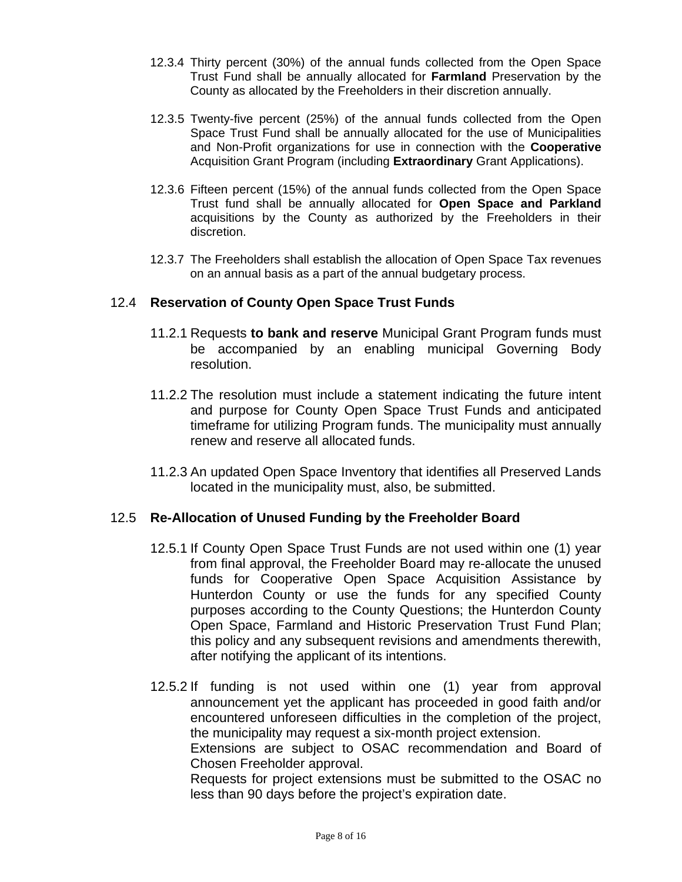12.3.4 Thirty percent (30%) of the annual funds collected from the Open Space Trust Fund shall be annually allocated for **Farmland** Preservation by the County as allocated by the Freeholders in their discretion annually.

12.3.5 Twenty-five percent (25%) of the annual funds collected from the Open Space Trust Fund shall be annually allocated for the use of Municipalities and Non-Profit organizations for use in connection with the **Cooperative** Acquisition Grant Program (including **Extraordinary** Grant Applications).

12.3.6 Fifteen percent (15%) of the annual funds collected from the Open Space Trust fund shall be annually allocated for **Open Space and Parkland** acquisitions by the County as authorized by the Freeholders in their discretion.

12.3.7 The Freeholders shall establish the allocation of Open Space Tax revenues on an annual basis as a part of the annual budgetary process.

## 12.4 Reservation of County Open Space Trust Funds

11.2.1 Requests **to bank and reserve** Municipal Grant Program funds must be accompanied by an enabling municipal Governing Body resolution.

11.2.2 The resolution must include a statement indicating the future intent and purpose for County Open Space Trust Funds and anticipated timeframe for utilizing Program funds. The municipality must annually renew and reserve all allocated funds.

11.2.3 An updated Open Space Inventory that identifies all Preserved Lands located in the municipality must, also, be submitted.

## 12.5 Re-Allocation of Unused Funding by the Freeholder Board

12.5.1 If County Open Space Trust Funds are not used within one (1) year from final approval, the Freeholder Board may re-allocate the unused funds for Cooperative Open Space Acquisition Assistance by Hunterdon County or use the funds for any specified County purposes according to the County Questions; the Hunterdon County Open Space, Farmland and Historic Preservation Trust Fund Plan; this policy and any subsequent revisions and amendments therewith, after notifying the applicant of its intentions.

12.5.2 If funding is not used within one (1) year from approval announcement yet the applicant has proceeded in good faith and/or encountered unforeseen difficulties in the completion of the project, the municipality may request a six-month project extension.
Extensions are subject to OSAC recommendation and Board of Chosen Freeholder approval.
Requests for project extensions must be submitted to the OSAC no less than 90 days before the project's expiration date.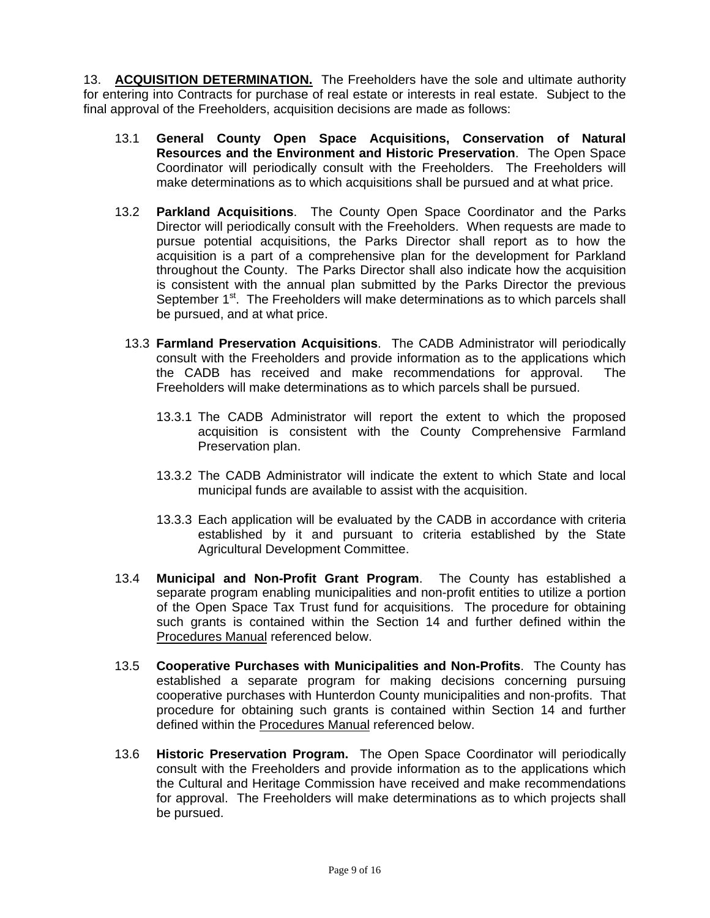13. **<u>ACQUISITION DETERMINATION.</u>** The Freeholders have the sole and ultimate authority for entering into Contracts for purchase of real estate or interests in real estate. Subject to the final approval of the Freeholders, acquisition decisions are made as follows:

13.1 **General County Open Space Acquisitions, Conservation of Natural Resources and the Environment and Historic Preservation**. The Open Space Coordinator will periodically consult with the Freeholders. The Freeholders will make determinations as to which acquisitions shall be pursued and at what price.

13.2 **Parkland Acquisitions**. The County Open Space Coordinator and the Parks Director will periodically consult with the Freeholders. When requests are made to pursue potential acquisitions, the Parks Director shall report as to how the acquisition is a part of a comprehensive plan for the development for Parkland throughout the County. The Parks Director shall also indicate how the acquisition is consistent with the annual plan submitted by the Parks Director the previous September 1st. The Freeholders will make determinations as to which parcels shall be pursued, and at what price.

13.3 **Farmland Preservation Acquisitions**. The CADB Administrator will periodically consult with the Freeholders and provide information as to the applications which the CADB has received and make recommendations for approval. The Freeholders will make determinations as to which parcels shall be pursued.

13.3.1 The CADB Administrator will report the extent to which the proposed acquisition is consistent with the County Comprehensive Farmland Preservation plan.

13.3.2 The CADB Administrator will indicate the extent to which State and local municipal funds are available to assist with the acquisition.

13.3.3 Each application will be evaluated by the CADB in accordance with criteria established by it and pursuant to criteria established by the State Agricultural Development Committee.

13.4 **Municipal and Non-Profit Grant Program**. The County has established a separate program enabling municipalities and non-profit entities to utilize a portion of the Open Space Tax Trust fund for acquisitions. The procedure for obtaining such grants is contained within the Section 14 and further defined within the <u>Procedures Manual</u> referenced below.

13.5 **Cooperative Purchases with Municipalities and Non-Profits**. The County has established a separate program for making decisions concerning pursuing cooperative purchases with Hunterdon County municipalities and non-profits. That procedure for obtaining such grants is contained within Section 14 and further defined within the <u>Procedures Manual</u> referenced below.

13.6 **Historic Preservation Program.** The Open Space Coordinator will periodically consult with the Freeholders and provide information as to the applications which the Cultural and Heritage Commission have received and make recommendations for approval. The Freeholders will make determinations as to which projects shall be pursued.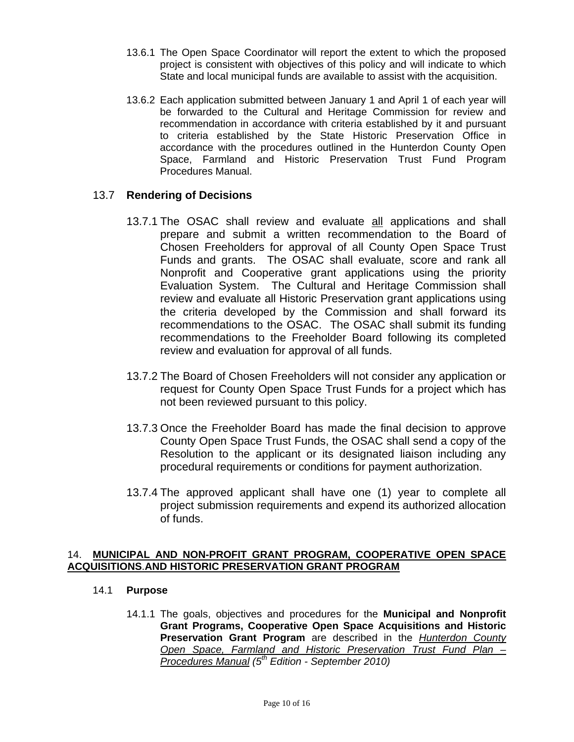13.6.1 The Open Space Coordinator will report the extent to which the proposed project is consistent with objectives of this policy and will indicate to which State and local municipal funds are available to assist with the acquisition.

13.6.2 Each application submitted between January 1 and April 1 of each year will be forwarded to the Cultural and Heritage Commission for review and recommendation in accordance with criteria established by it and pursuant to criteria established by the State Historic Preservation Office in accordance with the procedures outlined in the Hunterdon County Open Space, Farmland and Historic Preservation Trust Fund Program Procedures Manual.

### 13.7 **Rendering of Decisions**

13.7.1 The OSAC shall review and evaluate <u>all</u> applications and shall prepare and submit a written recommendation to the Board of Chosen Freeholders for approval of all County Open Space Trust Funds and grants. The OSAC shall evaluate, score and rank all Nonprofit and Cooperative grant applications using the priority Evaluation System. The Cultural and Heritage Commission shall review and evaluate all Historic Preservation grant applications using the criteria developed by the Commission and shall forward its recommendations to the OSAC. The OSAC shall submit its funding recommendations to the Freeholder Board following its completed review and evaluation for approval of all funds.

13.7.2 The Board of Chosen Freeholders will not consider any application or request for County Open Space Trust Funds for a project which has not been reviewed pursuant to this policy.

13.7.3 Once the Freeholder Board has made the final decision to approve County Open Space Trust Funds, the OSAC shall send a copy of the Resolution to the applicant or its designated liaison including any procedural requirements or conditions for payment authorization.

13.7.4 The approved applicant shall have one (1) year to complete all project submission requirements and expend its authorized allocation of funds.

## 14. <u>**MUNICIPAL AND NON-PROFIT GRANT PROGRAM, COOPERATIVE OPEN SPACE ACQUISITIONS.AND HISTORIC PRESERVATION GRANT PROGRAM**</u>

### 14.1 **Purpose**

14.1.1 The goals, objectives and procedures for the **Municipal and Nonprofit Grant Programs, Cooperative Open Space Acquisitions and Historic Preservation Grant Program** are described in the <u>*Hunterdon County Open Space, Farmland and Historic Preservation Trust Fund Plan – Procedures Manual*</u> *(5th Edition - September 2010)*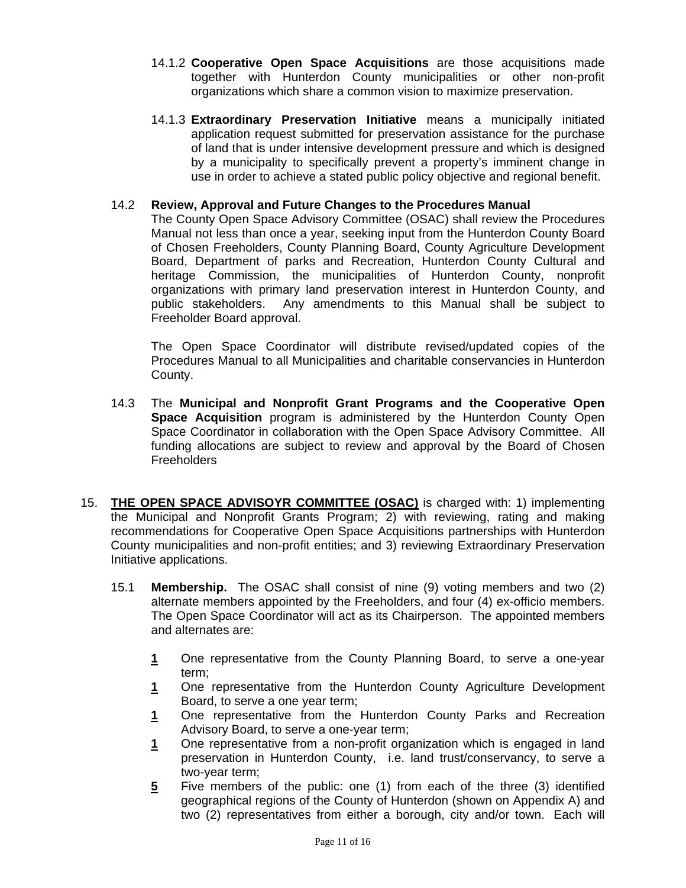14.1.2 **Cooperative Open Space Acquisitions** are those acquisitions made together with Hunterdon County municipalities or other non-profit organizations which share a common vision to maximize preservation.

14.1.3 **Extraordinary Preservation Initiative** means a municipally initiated application request submitted for preservation assistance for the purchase of land that is under intensive development pressure and which is designed by a municipality to specifically prevent a property's imminent change in use in order to achieve a stated public policy objective and regional benefit.

14.2 **Review, Approval and Future Changes to the Procedures Manual**
The County Open Space Advisory Committee (OSAC) shall review the Procedures Manual not less than once a year, seeking input from the Hunterdon County Board of Chosen Freeholders, County Planning Board, County Agriculture Development Board, Department of parks and Recreation, Hunterdon County Cultural and heritage Commission, the municipalities of Hunterdon County, nonprofit organizations with primary land preservation interest in Hunterdon County, and public stakeholders. Any amendments to this Manual shall be subject to Freeholder Board approval.

The Open Space Coordinator will distribute revised/updated copies of the Procedures Manual to all Municipalities and charitable conservancies in Hunterdon County.

14.3 The **Municipal and Nonprofit Grant Programs and the Cooperative Open Space Acquisition** program is administered by the Hunterdon County Open Space Coordinator in collaboration with the Open Space Advisory Committee. All funding allocations are subject to review and approval by the Board of Chosen Freeholders

15. **<u>THE OPEN SPACE ADVISOYR COMMITTEE (OSAC)</u>** is charged with: 1) implementing the Municipal and Nonprofit Grants Program; 2) with reviewing, rating and making recommendations for Cooperative Open Space Acquisitions partnerships with Hunterdon County municipalities and non-profit entities; and 3) reviewing Extraordinary Preservation Initiative applications.

15.1 **Membership.** The OSAC shall consist of nine (9) voting members and two (2) alternate members appointed by the Freeholders, and four (4) ex-officio members. The Open Space Coordinator will act as its Chairperson. The appointed members and alternates are:

**<u>1</u>** One representative from the County Planning Board, to serve a one-year term;
**<u>1</u>** One representative from the Hunterdon County Agriculture Development Board, to serve a one year term;
**<u>1</u>** One representative from the Hunterdon County Parks and Recreation Advisory Board, to serve a one-year term;
**<u>1</u>** One representative from a non-profit organization which is engaged in land preservation in Hunterdon County, i.e. land trust/conservancy, to serve a two-year term;
**<u>5</u>** Five members of the public: one (1) from each of the three (3) identified geographical regions of the County of Hunterdon (shown on Appendix A) and two (2) representatives from either a borough, city and/or town. Each will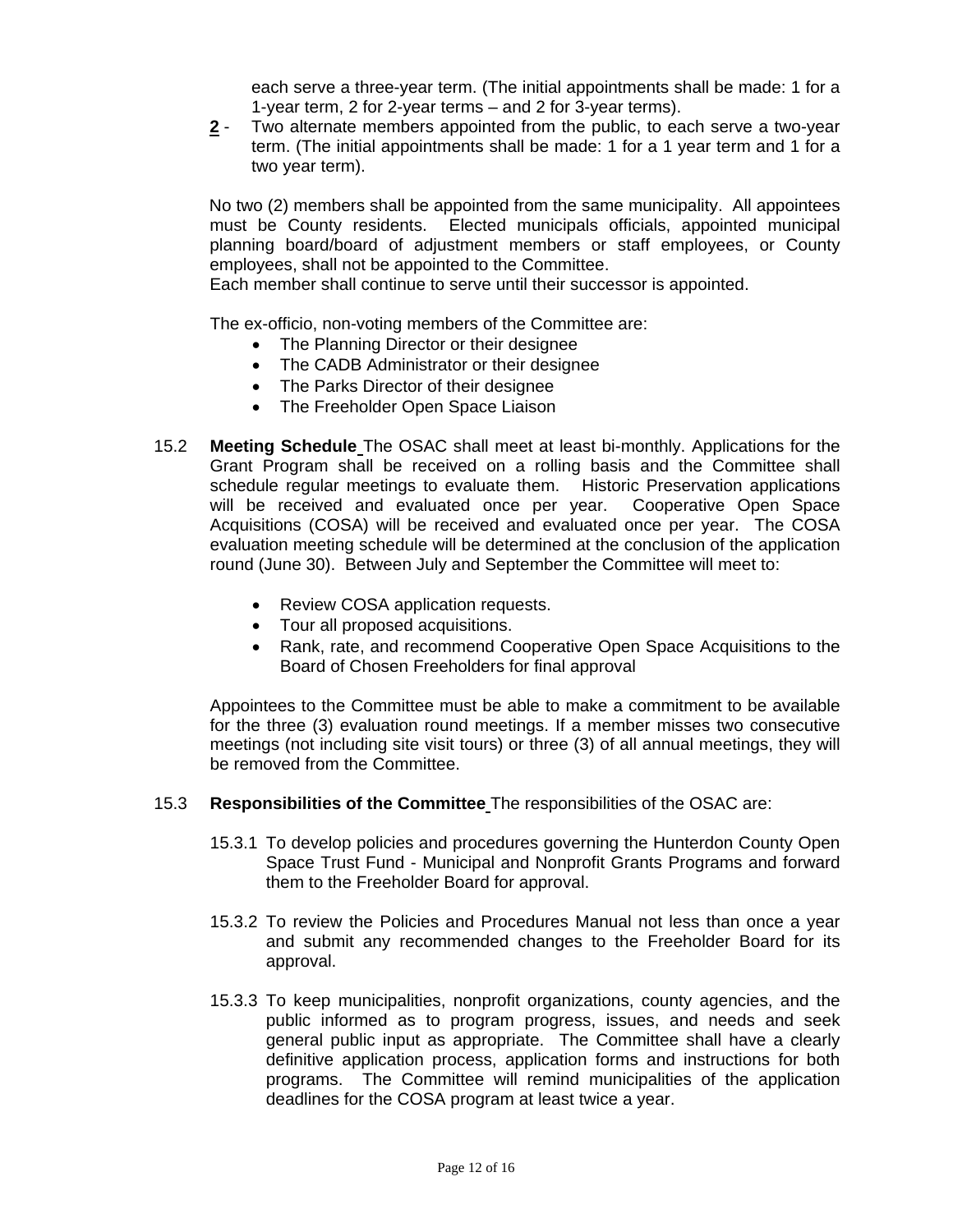each serve a three-year term. (The initial appointments shall be made: 1 for a 1-year term, 2 for 2-year terms – and 2 for 3-year terms).

**2** - Two alternate members appointed from the public, to each serve a two-year term. (The initial appointments shall be made: 1 for a 1 year term and 1 for a two year term).

No two (2) members shall be appointed from the same municipality. All appointees must be County residents. Elected municipals officials, appointed municipal planning board/board of adjustment members or staff employees, or County employees, shall not be appointed to the Committee.
Each member shall continue to serve until their successor is appointed.

The ex-officio, non-voting members of the Committee are:

- The Planning Director or their designee
- The CADB Administrator or their designee
- The Parks Director of their designee
- The Freeholder Open Space Liaison

15.2 **Meeting Schedule** The OSAC shall meet at least bi-monthly. Applications for the Grant Program shall be received on a rolling basis and the Committee shall schedule regular meetings to evaluate them. Historic Preservation applications will be received and evaluated once per year. Cooperative Open Space Acquisitions (COSA) will be received and evaluated once per year. The COSA evaluation meeting schedule will be determined at the conclusion of the application round (June 30). Between July and September the Committee will meet to:

- Review COSA application requests.
- Tour all proposed acquisitions.
- Rank, rate, and recommend Cooperative Open Space Acquisitions to the Board of Chosen Freeholders for final approval

Appointees to the Committee must be able to make a commitment to be available for the three (3) evaluation round meetings. If a member misses two consecutive meetings (not including site visit tours) or three (3) of all annual meetings, they will be removed from the Committee.

15.3 **Responsibilities of the Committee** The responsibilities of the OSAC are:

15.3.1 To develop policies and procedures governing the Hunterdon County Open Space Trust Fund - Municipal and Nonprofit Grants Programs and forward them to the Freeholder Board for approval.

15.3.2 To review the Policies and Procedures Manual not less than once a year and submit any recommended changes to the Freeholder Board for its approval.

15.3.3 To keep municipalities, nonprofit organizations, county agencies, and the public informed as to program progress, issues, and needs and seek general public input as appropriate. The Committee shall have a clearly definitive application process, application forms and instructions for both programs. The Committee will remind municipalities of the application deadlines for the COSA program at least twice a year.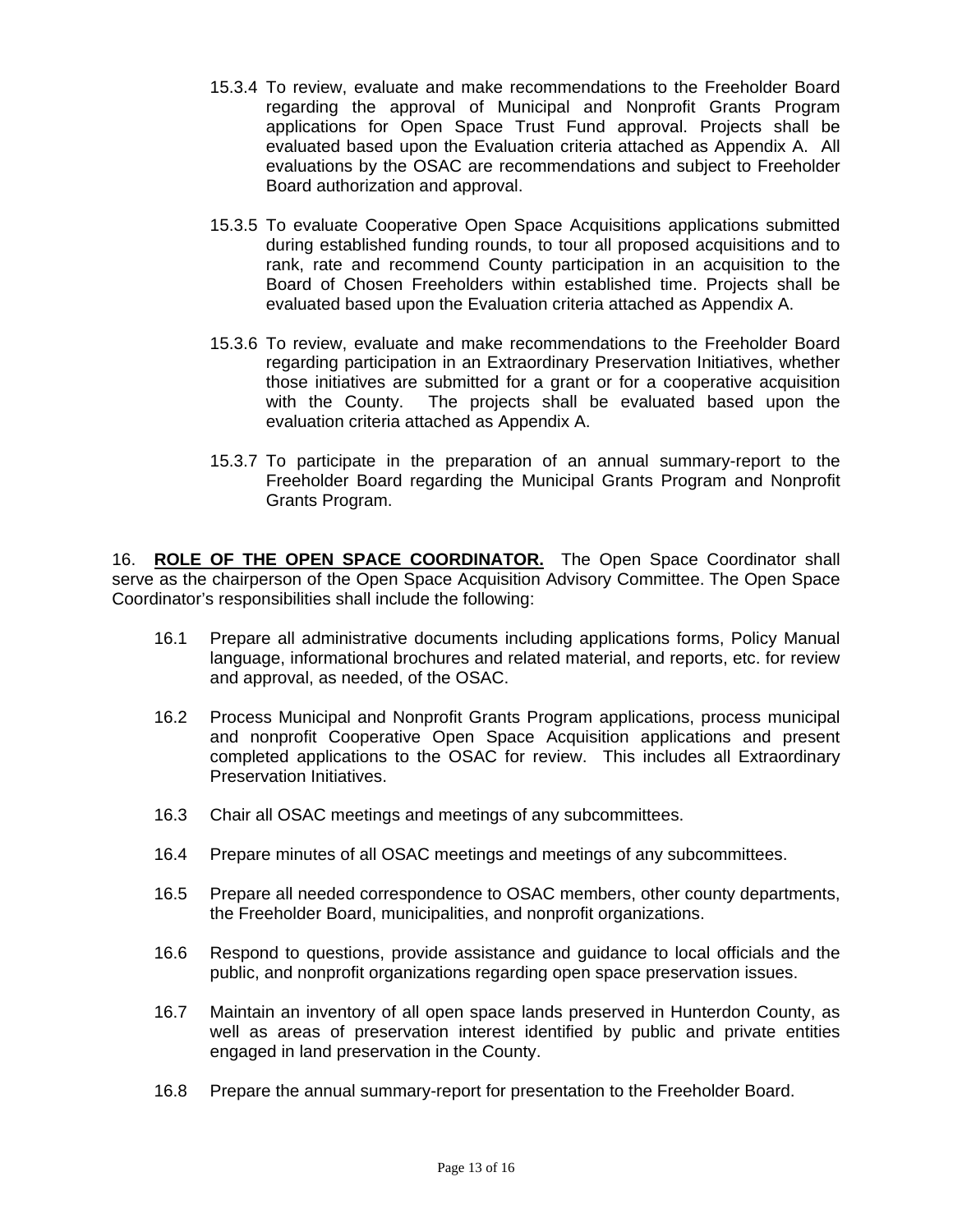15.3.4 To review, evaluate and make recommendations to the Freeholder Board regarding the approval of Municipal and Nonprofit Grants Program applications for Open Space Trust Fund approval. Projects shall be evaluated based upon the Evaluation criteria attached as Appendix A. All evaluations by the OSAC are recommendations and subject to Freeholder Board authorization and approval.

15.3.5 To evaluate Cooperative Open Space Acquisitions applications submitted during established funding rounds, to tour all proposed acquisitions and to rank, rate and recommend County participation in an acquisition to the Board of Chosen Freeholders within established time. Projects shall be evaluated based upon the Evaluation criteria attached as Appendix A.

15.3.6 To review, evaluate and make recommendations to the Freeholder Board regarding participation in an Extraordinary Preservation Initiatives, whether those initiatives are submitted for a grant or for a cooperative acquisition with the County. The projects shall be evaluated based upon the evaluation criteria attached as Appendix A.

15.3.7 To participate in the preparation of an annual summary-report to the Freeholder Board regarding the Municipal Grants Program and Nonprofit Grants Program.

16. **ROLE OF THE OPEN SPACE COORDINATOR.** The Open Space Coordinator shall serve as the chairperson of the Open Space Acquisition Advisory Committee. The Open Space Coordinator's responsibilities shall include the following:

16.1 Prepare all administrative documents including applications forms, Policy Manual language, informational brochures and related material, and reports, etc. for review and approval, as needed, of the OSAC.

16.2 Process Municipal and Nonprofit Grants Program applications, process municipal and nonprofit Cooperative Open Space Acquisition applications and present completed applications to the OSAC for review. This includes all Extraordinary Preservation Initiatives.

16.3 Chair all OSAC meetings and meetings of any subcommittees.

16.4 Prepare minutes of all OSAC meetings and meetings of any subcommittees.

16.5 Prepare all needed correspondence to OSAC members, other county departments, the Freeholder Board, municipalities, and nonprofit organizations.

16.6 Respond to questions, provide assistance and guidance to local officials and the public, and nonprofit organizations regarding open space preservation issues.

16.7 Maintain an inventory of all open space lands preserved in Hunterdon County, as well as areas of preservation interest identified by public and private entities engaged in land preservation in the County.

16.8 Prepare the annual summary-report for presentation to the Freeholder Board.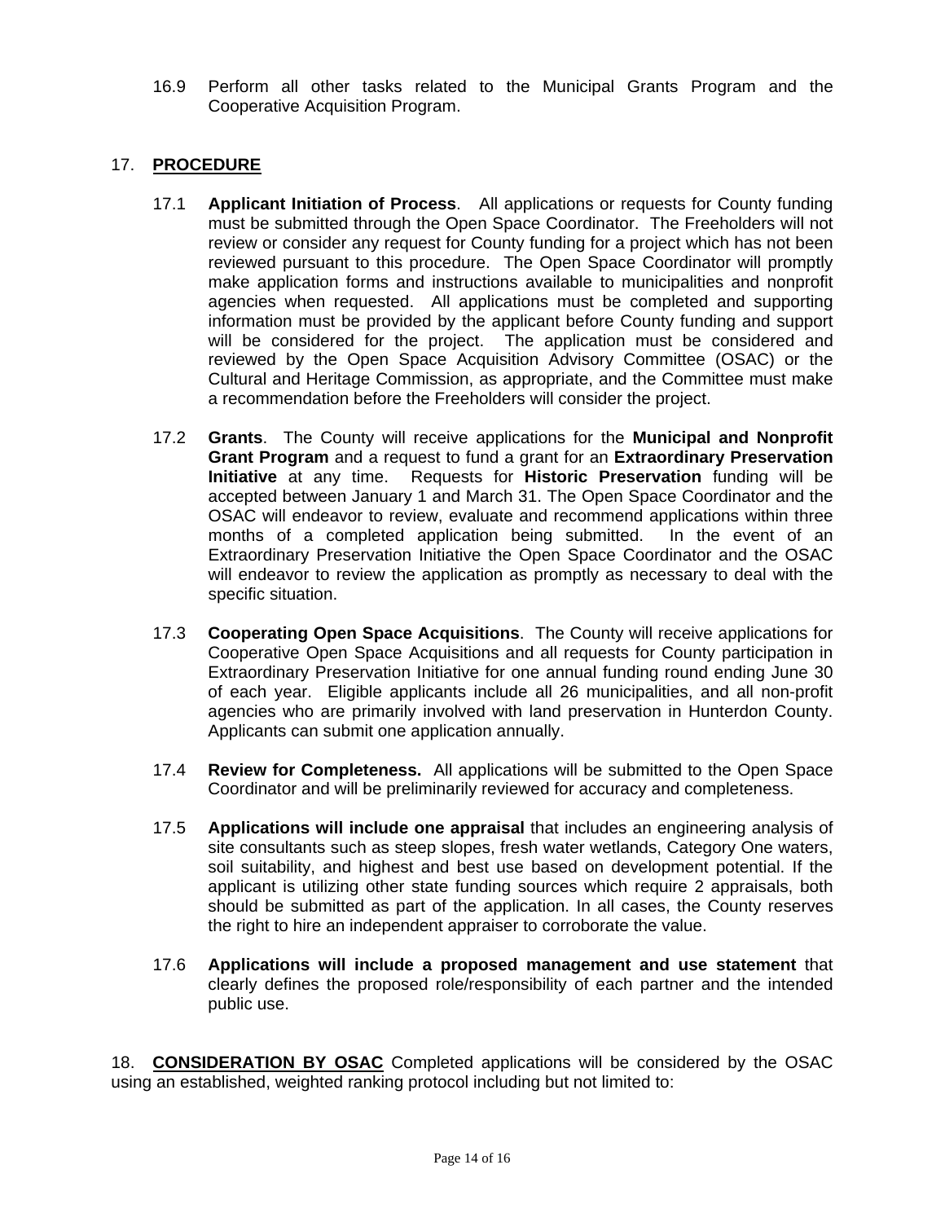16.9 Perform all other tasks related to the Municipal Grants Program and the Cooperative Acquisition Program.

## 17. PROCEDURE

17.1 **Applicant Initiation of Process**. All applications or requests for County funding must be submitted through the Open Space Coordinator. The Freeholders will not review or consider any request for County funding for a project which has not been reviewed pursuant to this procedure. The Open Space Coordinator will promptly make application forms and instructions available to municipalities and nonprofit agencies when requested. All applications must be completed and supporting information must be provided by the applicant before County funding and support will be considered for the project. The application must be considered and reviewed by the Open Space Acquisition Advisory Committee (OSAC) or the Cultural and Heritage Commission, as appropriate, and the Committee must make a recommendation before the Freeholders will consider the project.

17.2 **Grants**. The County will receive applications for the **Municipal and Nonprofit Grant Program** and a request to fund a grant for an **Extraordinary Preservation Initiative** at any time. Requests for **Historic Preservation** funding will be accepted between January 1 and March 31. The Open Space Coordinator and the OSAC will endeavor to review, evaluate and recommend applications within three months of a completed application being submitted. In the event of an Extraordinary Preservation Initiative the Open Space Coordinator and the OSAC will endeavor to review the application as promptly as necessary to deal with the specific situation.

17.3 **Cooperating Open Space Acquisitions**. The County will receive applications for Cooperative Open Space Acquisitions and all requests for County participation in Extraordinary Preservation Initiative for one annual funding round ending June 30 of each year. Eligible applicants include all 26 municipalities, and all non-profit agencies who are primarily involved with land preservation in Hunterdon County. Applicants can submit one application annually.

17.4 **Review for Completeness.** All applications will be submitted to the Open Space Coordinator and will be preliminarily reviewed for accuracy and completeness.

17.5 **Applications will include one appraisal** that includes an engineering analysis of site consultants such as steep slopes, fresh water wetlands, Category One waters, soil suitability, and highest and best use based on development potential. If the applicant is utilizing other state funding sources which require 2 appraisals, both should be submitted as part of the application. In all cases, the County reserves the right to hire an independent appraiser to corroborate the value.

17.6 **Applications will include a proposed management and use statement** that clearly defines the proposed role/responsibility of each partner and the intended public use.

18. **CONSIDERATION BY OSAC** Completed applications will be considered by the OSAC using an established, weighted ranking protocol including but not limited to: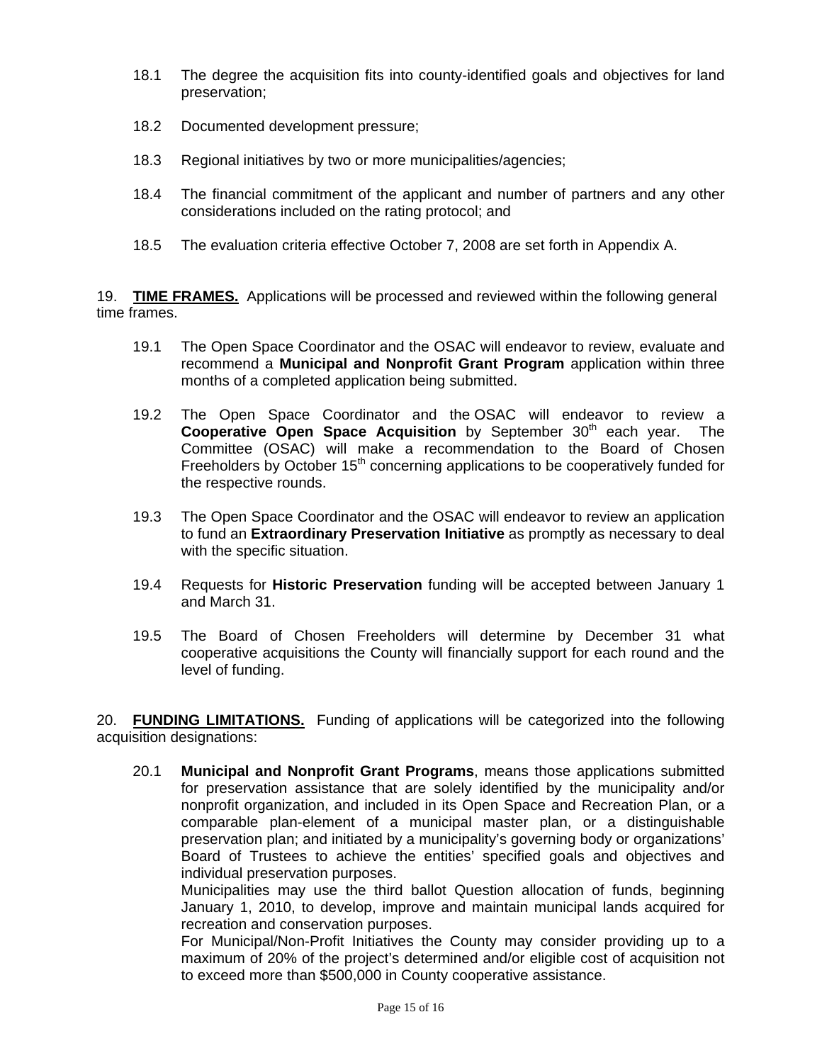18.1 The degree the acquisition fits into county-identified goals and objectives for land preservation;

18.2 Documented development pressure;

18.3 Regional initiatives by two or more municipalities/agencies;

18.4 The financial commitment of the applicant and number of partners and any other considerations included on the rating protocol; and

18.5 The evaluation criteria effective October 7, 2008 are set forth in Appendix A.

19. **TIME FRAMES.** Applications will be processed and reviewed within the following general time frames.

19.1 The Open Space Coordinator and the OSAC will endeavor to review, evaluate and recommend a **Municipal and Nonprofit Grant Program** application within three months of a completed application being submitted.

19.2 The Open Space Coordinator and the OSAC will endeavor to review a **Cooperative Open Space Acquisition** by September 30th each year. The Committee (OSAC) will make a recommendation to the Board of Chosen Freeholders by October 15th concerning applications to be cooperatively funded for the respective rounds.

19.3 The Open Space Coordinator and the OSAC will endeavor to review an application to fund an **Extraordinary Preservation Initiative** as promptly as necessary to deal with the specific situation.

19.4 Requests for **Historic Preservation** funding will be accepted between January 1 and March 31.

19.5 The Board of Chosen Freeholders will determine by December 31 what cooperative acquisitions the County will financially support for each round and the level of funding.

20. **FUNDING LIMITATIONS.** Funding of applications will be categorized into the following acquisition designations:

20.1 **Municipal and Nonprofit Grant Programs**, means those applications submitted for preservation assistance that are solely identified by the municipality and/or nonprofit organization, and included in its Open Space and Recreation Plan, or a comparable plan-element of a municipal master plan, or a distinguishable preservation plan; and initiated by a municipality's governing body or organizations' Board of Trustees to achieve the entities' specified goals and objectives and individual preservation purposes.

Municipalities may use the third ballot Question allocation of funds, beginning January 1, 2010, to develop, improve and maintain municipal lands acquired for recreation and conservation purposes.

For Municipal/Non-Profit Initiatives the County may consider providing up to a maximum of 20% of the project's determined and/or eligible cost of acquisition not to exceed more than $500,000 in County cooperative assistance.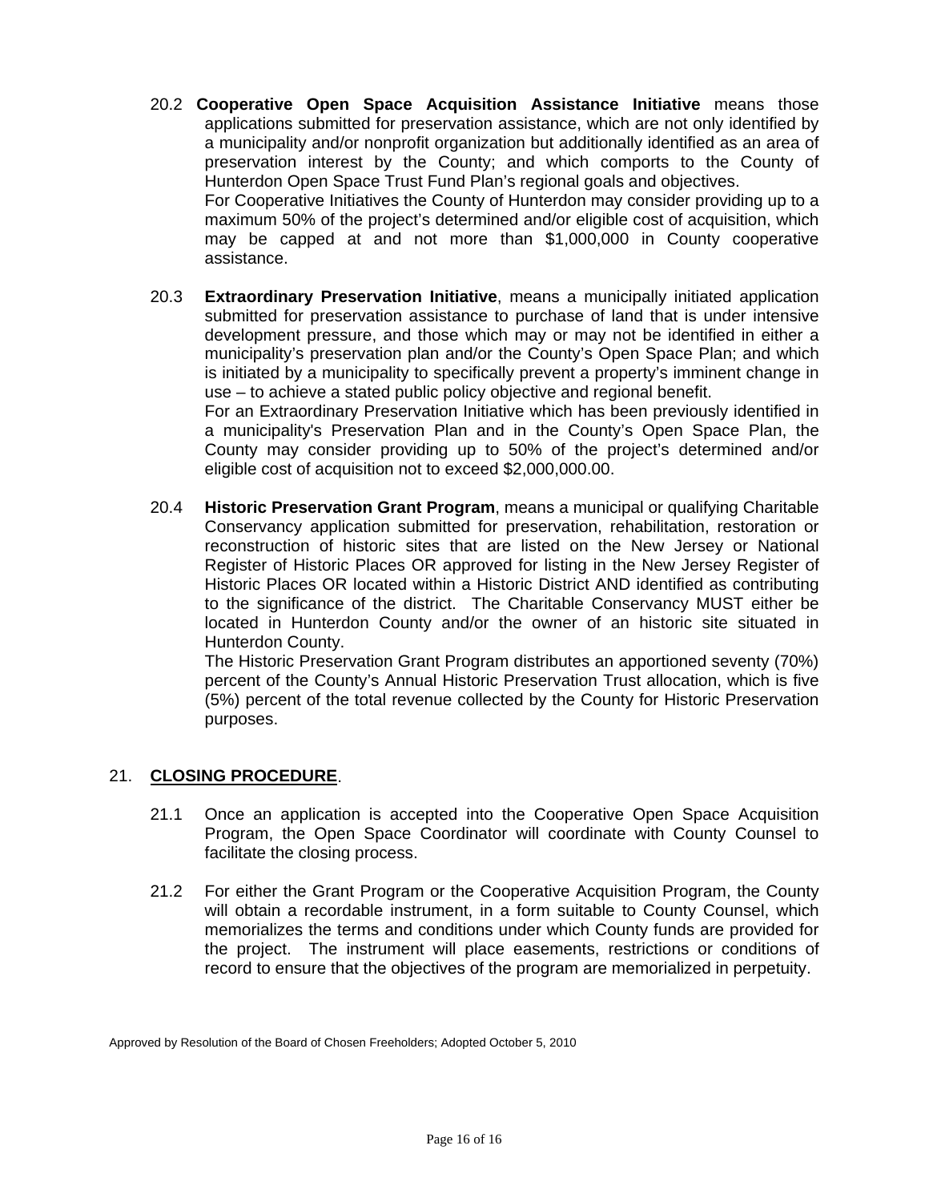20.2 **Cooperative Open Space Acquisition Assistance Initiative** means those applications submitted for preservation assistance, which are not only identified by a municipality and/or nonprofit organization but additionally identified as an area of preservation interest by the County; and which comports to the County of Hunterdon Open Space Trust Fund Plan's regional goals and objectives.
For Cooperative Initiatives the County of Hunterdon may consider providing up to a maximum 50% of the project's determined and/or eligible cost of acquisition, which may be capped at and not more than $1,000,000 in County cooperative assistance.

20.3 **Extraordinary Preservation Initiative**, means a municipally initiated application submitted for preservation assistance to purchase of land that is under intensive development pressure, and those which may or may not be identified in either a municipality's preservation plan and/or the County's Open Space Plan; and which is initiated by a municipality to specifically prevent a property's imminent change in use – to achieve a stated public policy objective and regional benefit.
For an Extraordinary Preservation Initiative which has been previously identified in a municipality's Preservation Plan and in the County's Open Space Plan, the County may consider providing up to 50% of the project's determined and/or eligible cost of acquisition not to exceed $2,000,000.00.

20.4 **Historic Preservation Grant Program**, means a municipal or qualifying Charitable Conservancy application submitted for preservation, rehabilitation, restoration or reconstruction of historic sites that are listed on the New Jersey or National Register of Historic Places OR approved for listing in the New Jersey Register of Historic Places OR located within a Historic District AND identified as contributing to the significance of the district. The Charitable Conservancy MUST either be located in Hunterdon County and/or the owner of an historic site situated in Hunterdon County.
The Historic Preservation Grant Program distributes an apportioned seventy (70%) percent of the County's Annual Historic Preservation Trust allocation, which is five (5%) percent of the total revenue collected by the County for Historic Preservation purposes.

## 21. <u>CLOSING PROCEDURE</u>.

21.1 Once an application is accepted into the Cooperative Open Space Acquisition Program, the Open Space Coordinator will coordinate with County Counsel to facilitate the closing process.

21.2 For either the Grant Program or the Cooperative Acquisition Program, the County will obtain a recordable instrument, in a form suitable to County Counsel, which memorializes the terms and conditions under which County funds are provided for the project. The instrument will place easements, restrictions or conditions of record to ensure that the objectives of the program are memorialized in perpetuity.

Approved by Resolution of the Board of Chosen Freeholders; Adopted October 5, 2010